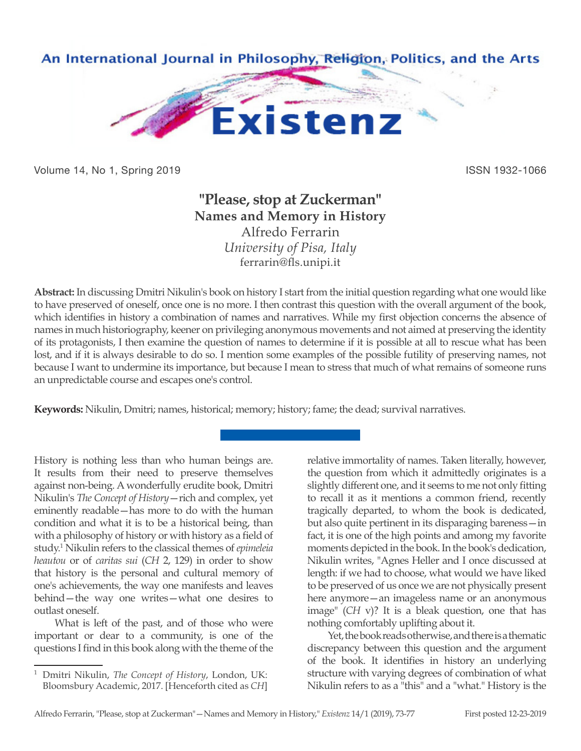# "Please, stop at Zuckerman"

## Names and Memory in History

Alfredo Ferrarin

*University of Pisa, Italy*

ferrarin@fls.unipi.it

**Abstract:** In discussing Dmitri Nikulin's book on history I start from the initial question regarding what one would like to have preserved of oneself, once one is no more. I then contrast this question with the overall argument of the book, which identifies in history a combination of names and narratives. While my first objection concerns the absence of names in much historiography, keener on privileging anonymous movements and not aimed at preserving the identity of its protagonists, I then examine the question of names to determine if it is possible at all to rescue what has been lost, and if it is always desirable to do so. I mention some examples of the possible futility of preserving names, not because I want to undermine its importance, but because I mean to stress that much of what remains of someone runs an unpredictable course and escapes one's control.

**Keywords:** Nikulin, Dmitri; names, historical; memory; history; fame; the dead; survival narratives.

History is nothing less than who human beings are. It results from their need to preserve themselves against non-being. A wonderfully erudite book, Dmitri Nikulin's *The Concept of History*—rich and complex, yet eminently readable—has more to do with the human condition and what it is to be a historical being, than with a philosophy of history or with history as a field of study.[1] Nikulin refers to the classical themes of *epimeleia heautou* or of *caritas sui* (*CH* 2, 129) in order to show that history is the personal and cultural memory of one's achievements, the way one manifests and leaves behind—the way one writes—what one desires to outlast oneself.

What is left of the past, and of those who were important or dear to a community, is one of the questions I find in this book along with the theme of the relative immortality of names. Taken literally, however, the question from which it admittedly originates is a slightly different one, and it seems to me not only fitting to recall it as it mentions a common friend, recently tragically departed, to whom the book is dedicated, but also quite pertinent in its disparaging bareness—in fact, it is one of the high points and among my favorite moments depicted in the book. In the book's dedication, Nikulin writes, "Agnes Heller and I once discussed at length: if we had to choose, what would we have liked to be preserved of us once we are not physically present here anymore—an imageless name or an anonymous image" (*CH* v)? It is a bleak question, one that has nothing comfortably uplifting about it.

Yet, the book reads otherwise, and there is a thematic discrepancy between this question and the argument of the book. It identifies in history an underlying structure with varying degrees of combination of what Nikulin refers to as a "this" and a "what." History is the

---

[1] Dmitri Nikulin, *The Concept of History*, London, UK: Bloomsbury Academic, 2017. [Henceforth cited as *CH*]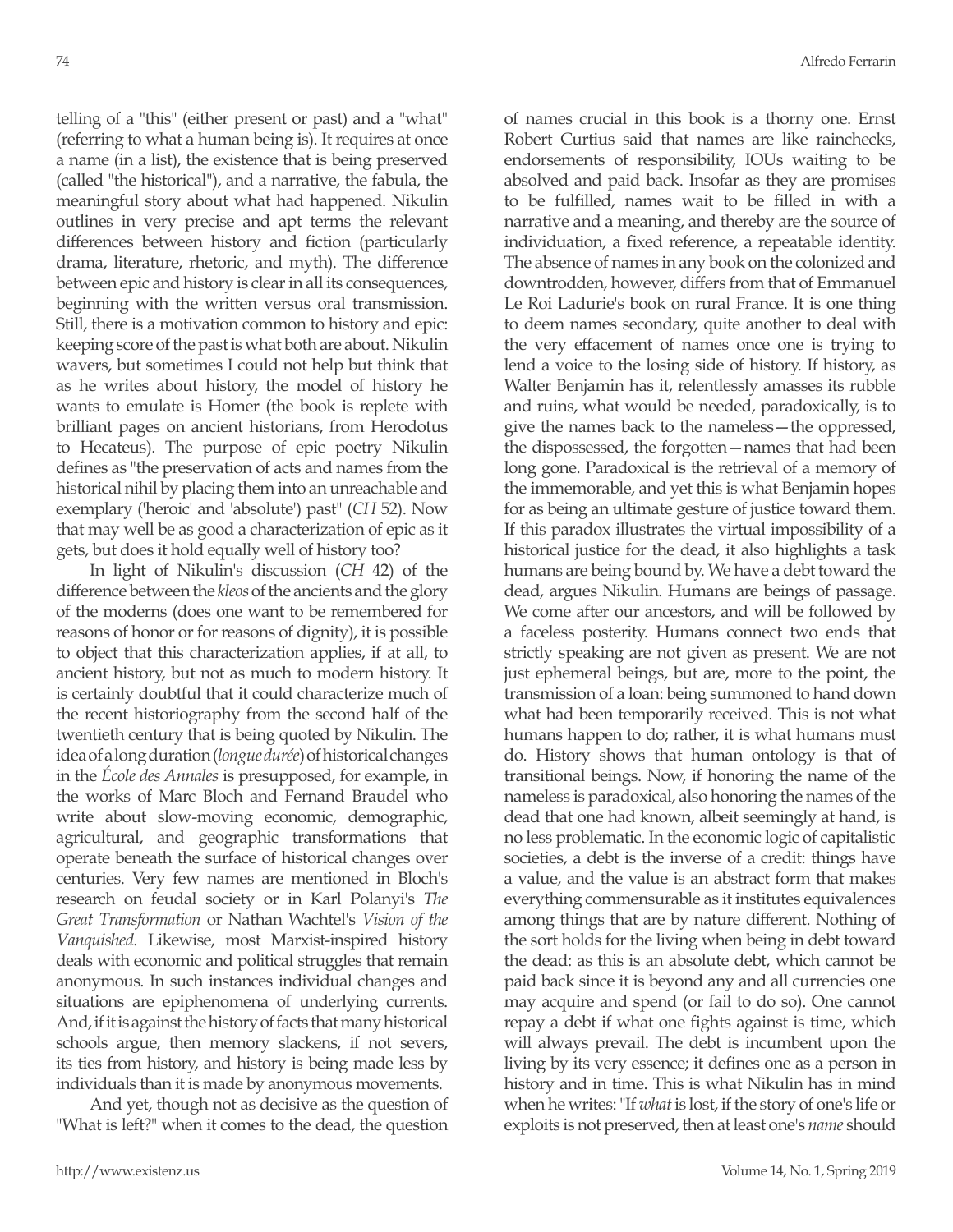telling of a "this" (either present or past) and a "what" (referring to what a human being is). It requires at once a name (in a list), the existence that is being preserved (called "the historical"), and a narrative, the fabula, the meaningful story about what had happened. Nikulin outlines in very precise and apt terms the relevant differences between history and fiction (particularly drama, literature, rhetoric, and myth). The difference between epic and history is clear in all its consequences, beginning with the written versus oral transmission. Still, there is a motivation common to history and epic: keeping score of the past is what both are about. Nikulin wavers, but sometimes I could not help but think that as he writes about history, the model of history he wants to emulate is Homer (the book is replete with brilliant pages on ancient historians, from Herodotus to Hecateus). The purpose of epic poetry Nikulin defines as "the preservation of acts and names from the historical nihil by placing them into an unreachable and exemplary ('heroic' and 'absolute') past" (*CH* 52). Now that may well be as good a characterization of epic as it gets, but does it hold equally well of history too?

In light of Nikulin's discussion (*CH* 42) of the difference between the *kleos* of the ancients and the glory of the moderns (does one want to be remembered for reasons of honor or for reasons of dignity), it is possible to object that this characterization applies, if at all, to ancient history, but not as much to modern history. It is certainly doubtful that it could characterize much of the recent historiography from the second half of the twentieth century that is being quoted by Nikulin. The idea of a long duration (*longue durée*) of historical changes in the *École des Annales* is presupposed, for example, in the works of Marc Bloch and Fernand Braudel who write about slow-moving economic, demographic, agricultural, and geographic transformations that operate beneath the surface of historical changes over centuries. Very few names are mentioned in Bloch's research on feudal society or in Karl Polanyi's *The Great Transformation* or Nathan Wachtel's *Vision of the Vanquished*. Likewise, most Marxist-inspired history deals with economic and political struggles that remain anonymous. In such instances individual changes and situations are epiphenomena of underlying currents. And, if it is against the history of facts that many historical schools argue, then memory slackens, if not severs, its ties from history, and history is being made less by individuals than it is made by anonymous movements.

And yet, though not as decisive as the question of "What is left?" when it comes to the dead, the question of names crucial in this book is a thorny one. Ernst Robert Curtius said that names are like rainchecks, endorsements of responsibility, IOUs waiting to be absolved and paid back. Insofar as they are promises to be fulfilled, names wait to be filled in with a narrative and a meaning, and thereby are the source of individuation, a fixed reference, a repeatable identity. The absence of names in any book on the colonized and downtrodden, however, differs from that of Emmanuel Le Roi Ladurie's book on rural France. It is one thing to deem names secondary, quite another to deal with the very effacement of names once one is trying to lend a voice to the losing side of history. If history, as Walter Benjamin has it, relentlessly amasses its rubble and ruins, what would be needed, paradoxically, is to give the names back to the nameless—the oppressed, the dispossessed, the forgotten—names that had been long gone. Paradoxical is the retrieval of a memory of the immemorable, and yet this is what Benjamin hopes for as being an ultimate gesture of justice toward them. If this paradox illustrates the virtual impossibility of a historical justice for the dead, it also highlights a task humans are being bound by. We have a debt toward the dead, argues Nikulin. Humans are beings of passage. We come after our ancestors, and will be followed by a faceless posterity. Humans connect two ends that strictly speaking are not given as present. We are not just ephemeral beings, but are, more to the point, the transmission of a loan: being summoned to hand down what had been temporarily received. This is not what humans happen to do; rather, it is what humans must do. History shows that human ontology is that of transitional beings. Now, if honoring the name of the nameless is paradoxical, also honoring the names of the dead that one had known, albeit seemingly at hand, is no less problematic. In the economic logic of capitalistic societies, a debt is the inverse of a credit: things have a value, and the value is an abstract form that makes everything commensurable as it institutes equivalences among things that are by nature different. Nothing of the sort holds for the living when being in debt toward the dead: as this is an absolute debt, which cannot be paid back since it is beyond any and all currencies one may acquire and spend (or fail to do so). One cannot repay a debt if what one fights against is time, which will always prevail. The debt is incumbent upon the living by its very essence; it defines one as a person in history and in time. This is what Nikulin has in mind when he writes: "If *what* is lost, if the story of one's life or exploits is not preserved, then at least one's *name* should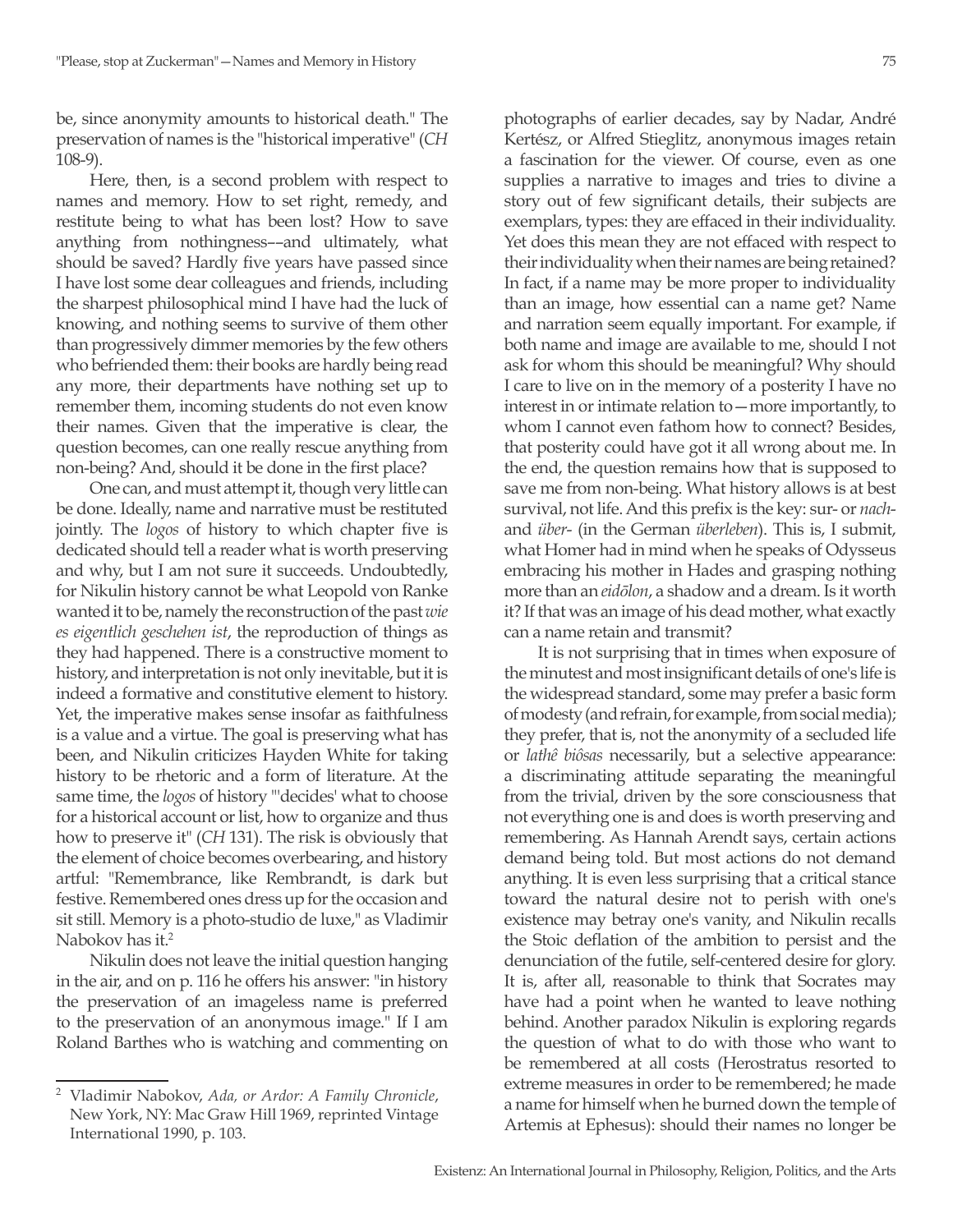be, since anonymity amounts to historical death." The preservation of names is the "historical imperative" (*CH* 108-9).

Here, then, is a second problem with respect to names and memory. How to set right, remedy, and restitute being to what has been lost? How to save anything from nothingness––and ultimately, what should be saved? Hardly five years have passed since I have lost some dear colleagues and friends, including the sharpest philosophical mind I have had the luck of knowing, and nothing seems to survive of them other than progressively dimmer memories by the few others who befriended them: their books are hardly being read any more, their departments have nothing set up to remember them, incoming students do not even know their names. Given that the imperative is clear, the question becomes, can one really rescue anything from non-being? And, should it be done in the first place?

One can, and must attempt it, though very little can be done. Ideally, name and narrative must be restituted jointly. The *logos* of history to which chapter five is dedicated should tell a reader what is worth preserving and why, but I am not sure it succeeds. Undoubtedly, for Nikulin history cannot be what Leopold von Ranke wanted it to be, namely the reconstruction of the past *wie es eigentlich geschehen ist*, the reproduction of things as they had happened. There is a constructive moment to history, and interpretation is not only inevitable, but it is indeed a formative and constitutive element to history. Yet, the imperative makes sense insofar as faithfulness is a value and a virtue. The goal is preserving what has been, and Nikulin criticizes Hayden White for taking history to be rhetoric and a form of literature. At the same time, the *logos* of history "'decides' what to choose for a historical account or list, how to organize and thus how to preserve it" (*CH* 131). The risk is obviously that the element of choice becomes overbearing, and history artful: "Remembrance, like Rembrandt, is dark but festive. Remembered ones dress up for the occasion and sit still. Memory is a photo-studio de luxe," as Vladimir Nabokov has it.[2]

Nikulin does not leave the initial question hanging in the air, and on p. 116 he offers his answer: "in history the preservation of an imageless name is preferred to the preservation of an anonymous image." If I am Roland Barthes who is watching and commenting on photographs of earlier decades, say by Nadar, André Kertész, or Alfred Stieglitz, anonymous images retain a fascination for the viewer. Of course, even as one supplies a narrative to images and tries to divine a story out of few significant details, their subjects are exemplars, types: they are effaced in their individuality. Yet does this mean they are not effaced with respect to their individuality when their names are being retained? In fact, if a name may be more proper to individuality than an image, how essential can a name get? Name and narration seem equally important. For example, if both name and image are available to me, should I not ask for whom this should be meaningful? Why should I care to live on in the memory of a posterity I have no interest in or intimate relation to—more importantly, to whom I cannot even fathom how to connect? Besides, that posterity could have got it all wrong about me. In the end, the question remains how that is supposed to save me from non-being. What history allows is at best survival, not life. And this prefix is the key: sur- or *nach*- and *über*- (in the German *überleben*). This is, I submit, what Homer had in mind when he speaks of Odysseus embracing his mother in Hades and grasping nothing more than an *eidōlon*, a shadow and a dream. Is it worth it? If that was an image of his dead mother, what exactly can a name retain and transmit?

It is not surprising that in times when exposure of the minutest and most insignificant details of one's life is the widespread standard, some may prefer a basic form of modesty (and refrain, for example, from social media); they prefer, that is, not the anonymity of a secluded life or *lathê biôsas* necessarily, but a selective appearance: a discriminating attitude separating the meaningful from the trivial, driven by the sore consciousness that not everything one is and does is worth preserving and remembering. As Hannah Arendt says, certain actions demand being told. But most actions do not demand anything. It is even less surprising that a critical stance toward the natural desire not to perish with one's existence may betray one's vanity, and Nikulin recalls the Stoic deflation of the ambition to persist and the denunciation of the futile, self-centered desire for glory. It is, after all, reasonable to think that Socrates may have had a point when he wanted to leave nothing behind. Another paradox Nikulin is exploring regards the question of what to do with those who want to be remembered at all costs (Herostratus resorted to extreme measures in order to be remembered; he made a name for himself when he burned down the temple of Artemis at Ephesus): should their names no longer be

---

[2] Vladimir Nabokov, *Ada, or Ardor: A Family Chronicle*, New York, NY: Mac Graw Hill 1969, reprinted Vintage International 1990, p. 103.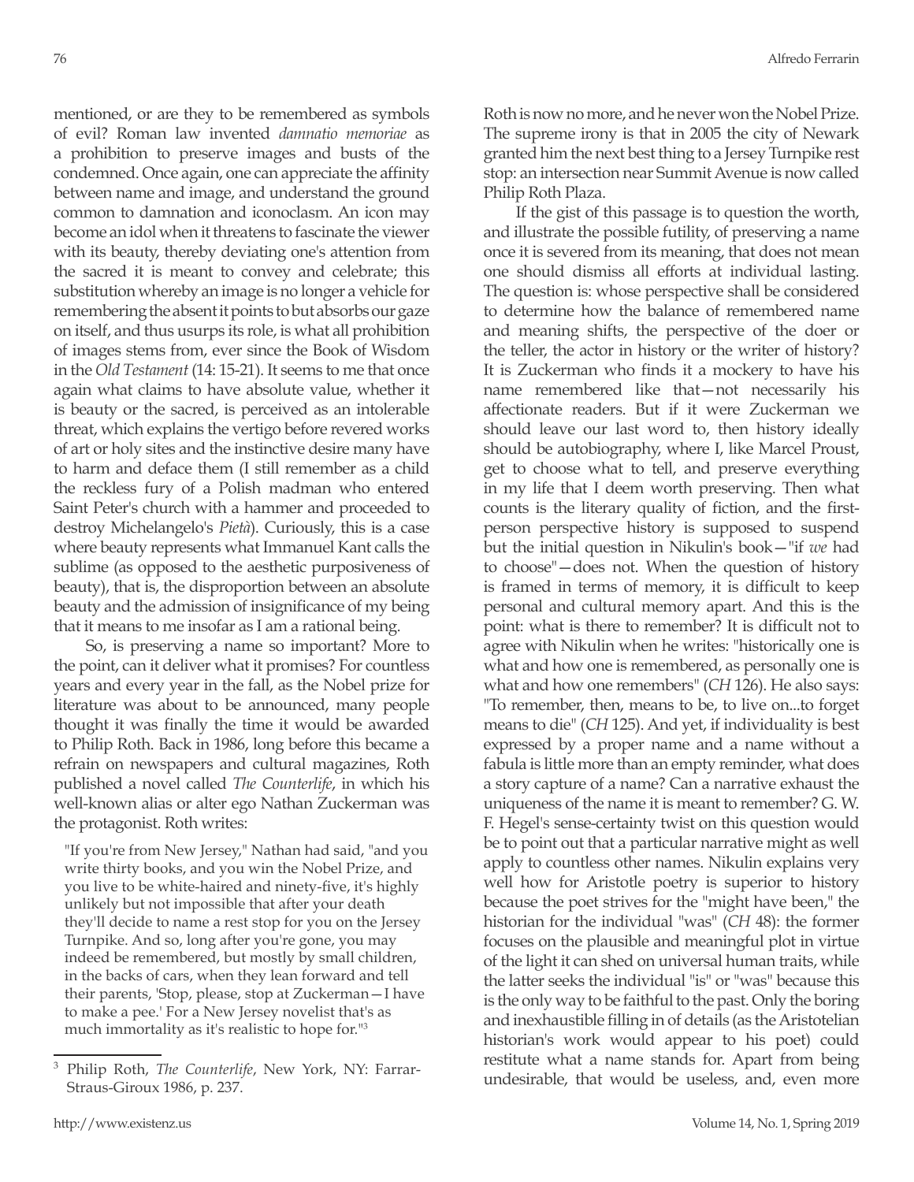mentioned, or are they to be remembered as symbols of evil? Roman law invented *damnatio memoriae* as a prohibition to preserve images and busts of the condemned. Once again, one can appreciate the affinity between name and image, and understand the ground common to damnation and iconoclasm. An icon may become an idol when it threatens to fascinate the viewer with its beauty, thereby deviating one's attention from the sacred it is meant to convey and celebrate; this substitution whereby an image is no longer a vehicle for remembering the absent it points to but absorbs our gaze on itself, and thus usurps its role, is what all prohibition of images stems from, ever since the Book of Wisdom in the *Old Testament* (14: 15-21). It seems to me that once again what claims to have absolute value, whether it is beauty or the sacred, is perceived as an intolerable threat, which explains the vertigo before revered works of art or holy sites and the instinctive desire many have to harm and deface them (I still remember as a child the reckless fury of a Polish madman who entered Saint Peter's church with a hammer and proceeded to destroy Michelangelo's *Pietà*). Curiously, this is a case where beauty represents what Immanuel Kant calls the sublime (as opposed to the aesthetic purposiveness of beauty), that is, the disproportion between an absolute beauty and the admission of insignificance of my being that it means to me insofar as I am a rational being.

So, is preserving a name so important? More to the point, can it deliver what it promises? For countless years and every year in the fall, as the Nobel prize for literature was about to be announced, many people thought it was finally the time it would be awarded to Philip Roth. Back in 1986, long before this became a refrain on newspapers and cultural magazines, Roth published a novel called *The Counterlife*, in which his well-known alias or alter ego Nathan Zuckerman was the protagonist. Roth writes:

> "If you're from New Jersey," Nathan had said, "and you write thirty books, and you win the Nobel Prize, and you live to be white-haired and ninety-five, it's highly unlikely but not impossible that after your death they'll decide to name a rest stop for you on the Jersey Turnpike. And so, long after you're gone, you may indeed be remembered, but mostly by small children, in the backs of cars, when they lean forward and tell their parents, 'Stop, please, stop at Zuckerman—I have to make a pee.' For a New Jersey novelist that's as much immortality as it's realistic to hope for."[3]

Roth is now no more, and he never won the Nobel Prize. The supreme irony is that in 2005 the city of Newark granted him the next best thing to a Jersey Turnpike rest stop: an intersection near Summit Avenue is now called Philip Roth Plaza.

If the gist of this passage is to question the worth, and illustrate the possible futility, of preserving a name once it is severed from its meaning, that does not mean one should dismiss all efforts at individual lasting. The question is: whose perspective shall be considered to determine how the balance of remembered name and meaning shifts, the perspective of the doer or the teller, the actor in history or the writer of history? It is Zuckerman who finds it a mockery to have his name remembered like that—not necessarily his affectionate readers. But if it were Zuckerman we should leave our last word to, then history ideally should be autobiography, where I, like Marcel Proust, get to choose what to tell, and preserve everything in my life that I deem worth preserving. Then what counts is the literary quality of fiction, and the first-person perspective history is supposed to suspend but the initial question in Nikulin's book—"if *we* had to choose"—does not. When the question of history is framed in terms of memory, it is difficult to keep personal and cultural memory apart. And this is the point: what is there to remember? It is difficult not to agree with Nikulin when he writes: "historically one is what and how one is remembered, as personally one is what and how one remembers" (*CH* 126). He also says: "To remember, then, means to be, to live on...to forget means to die" (*CH* 125). And yet, if individuality is best expressed by a proper name and a name without a fabula is little more than an empty reminder, what does a story capture of a name? Can a narrative exhaust the uniqueness of the name it is meant to remember? G. W. F. Hegel's sense-certainty twist on this question would be to point out that a particular narrative might as well apply to countless other names. Nikulin explains very well how for Aristotle poetry is superior to history because the poet strives for the "might have been," the historian for the individual "was" (*CH* 48): the former focuses on the plausible and meaningful plot in virtue of the light it can shed on universal human traits, while the latter seeks the individual "is" or "was" because this is the only way to be faithful to the past. Only the boring and inexhaustible filling in of details (as the Aristotelian historian's work would appear to his poet) could restitute what a name stands for. Apart from being undesirable, that would be useless, and, even more

---

[3] Philip Roth, *The Counterlife*, New York, NY: Farrar-Straus-Giroux 1986, p. 237.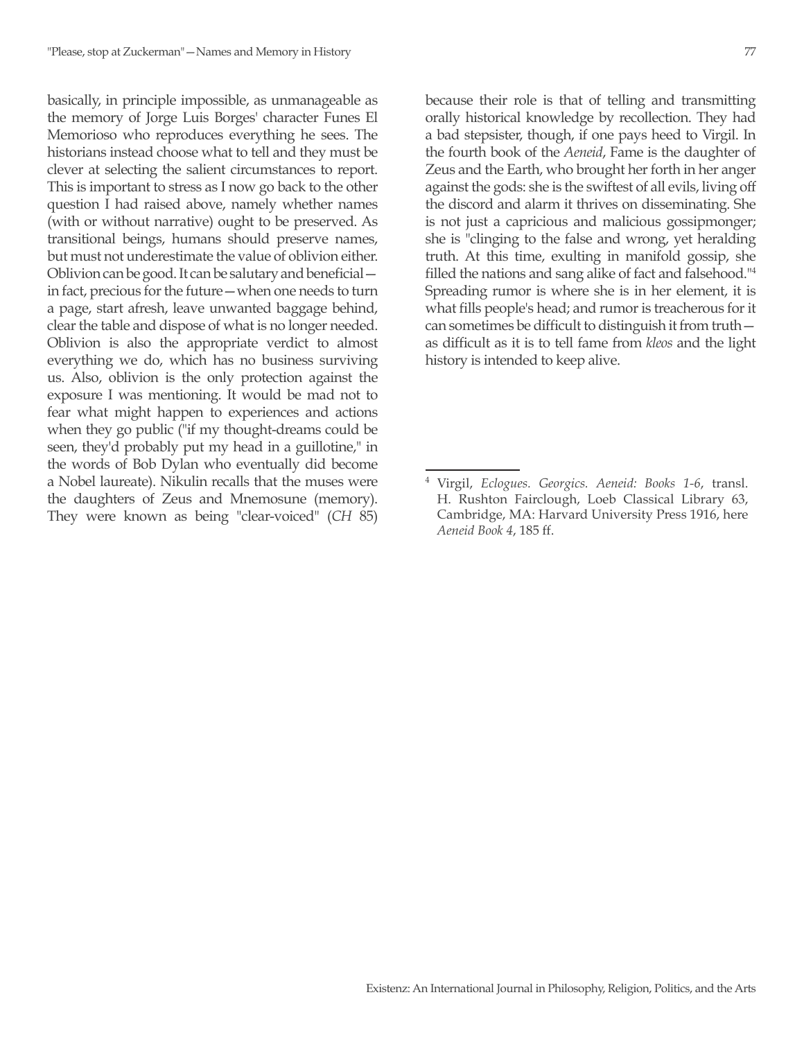basically, in principle impossible, as unmanageable as the memory of Jorge Luis Borges' character Funes El Memorioso who reproduces everything he sees. The historians instead choose what to tell and they must be clever at selecting the salient circumstances to report. This is important to stress as I now go back to the other question I had raised above, namely whether names (with or without narrative) ought to be preserved. As transitional beings, humans should preserve names, but must not underestimate the value of oblivion either. Oblivion can be good. It can be salutary and beneficial—in fact, precious for the future—when one needs to turn a page, start afresh, leave unwanted baggage behind, clear the table and dispose of what is no longer needed. Oblivion is also the appropriate verdict to almost everything we do, which has no business surviving us. Also, oblivion is the only protection against the exposure I was mentioning. It would be mad not to fear what might happen to experiences and actions when they go public ("if my thought-dreams could be seen, they'd probably put my head in a guillotine," in the words of Bob Dylan who eventually did become a Nobel laureate). Nikulin recalls that the muses were the daughters of Zeus and Mnemosune (memory). They were known as being "clear-voiced" (*CH* 85) because their role is that of telling and transmitting orally historical knowledge by recollection. They had a bad stepsister, though, if one pays heed to Virgil. In the fourth book of the *Aeneid*, Fame is the daughter of Zeus and the Earth, who brought her forth in her anger against the gods: she is the swiftest of all evils, living off the discord and alarm it thrives on disseminating. She is not just a capricious and malicious gossipmonger; she is "clinging to the false and wrong, yet heralding truth. At this time, exulting in manifold gossip, she filled the nations and sang alike of fact and falsehood."[4] Spreading rumor is where she is in her element, it is what fills people's head; and rumor is treacherous for it can sometimes be difficult to distinguish it from truth—as difficult as it is to tell fame from *kleos* and the light history is intended to keep alive.

---

[4] Virgil, *Eclogues. Georgics. Aeneid: Books 1-6*, transl. H. Rushton Fairclough, Loeb Classical Library 63, Cambridge, MA: Harvard University Press 1916, here *Aeneid Book 4*, 185 ff.